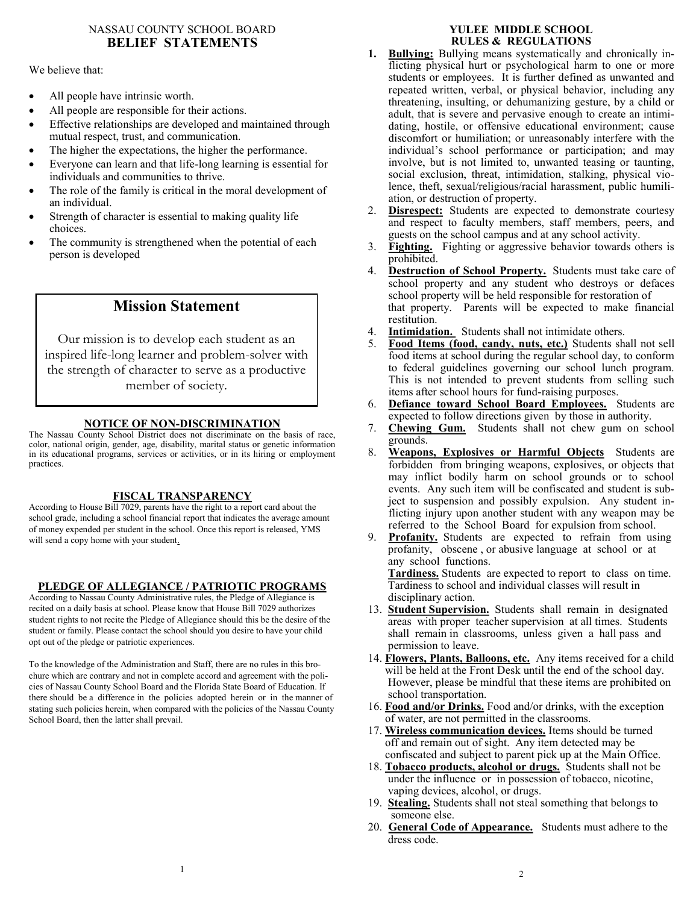NASSAU COUNTY SCHOOL BOARD

## BELIEF STATEMENTS

We believe that:

- All people have intrinsic worth.
- All people are responsible for their actions.
- Effective relationships are developed and maintained through mutual respect, trust, and communication.
- The higher the expectations, the higher the performance.
- Everyone can learn and that life-long learning is essential for individuals and communities to thrive.
- The role of the family is critical in the moral development of an individual.
- Strength of character is essential to making quality life choices.
- The community is strengthened when the potential of each person is developed

## Mission Statement

Our mission is to develop each student as an inspired life-long learner and problem-solver with the strength of character to serve as a productive member of society.

### NOTICE OF NON-DISCRIMINATION

The Nassau County School District does not discriminate on the basis of race, color, national origin, gender, age, disability, marital status or genetic information in its educational programs, services or activities, or in its hiring or employment practices.

### FISCAL TRANSPARENCY

According to House Bill 7029, parents have the right to a report card about the school grade, including a school financial report that indicates the average amount of money expended per student in the school. Once this report is released, YMS will send a copy home with your student.

### PLEDGE OF ALLEGIANCE / PATRIOTIC PROGRAMS

According to Nassau County Administrative rules, the Pledge of Allegiance is recited on a daily basis at school. Please know that House Bill 7029 authorizes student rights to not recite the Pledge of Allegiance should this be the desire of the student or family. Please contact the school should you desire to have your child opt out of the pledge or patriotic experiences.

To the knowledge of the Administration and Staff, there are no rules in this brochure which are contrary and not in complete accord and agreement with the policies of Nassau County School Board and the Florida State Board of Education. If there should be a difference in the policies adopted herein or in the manner of stating such policies herein, when compared with the policies of the Nassau County School Board, then the latter shall prevail.

## YULEE MIDDLE SCHOOL RULES & REGULATIONS

1. **Bullying:** Bullying means systematically and chronically inflicting physical hurt or psychological harm to one or more students or employees. It is further defined as unwanted and repeated written, verbal, or physical behavior, including any threatening, insulting, or dehumanizing gesture, by a child or adult, that is severe and pervasive enough to create an intimidating, hostile, or offensive educational environment; cause discomfort or humiliation; or unreasonably interfere with the individual's school performance or participation; and may involve, but is not limited to, unwanted teasing or taunting, social exclusion, threat, intimidation, stalking, physical violence, theft, sexual/religious/racial harassment, public humiliation, or destruction of property.
2. **Disrespect:** Students are expected to demonstrate courtesy and respect to faculty members, staff members, peers, and guests on the school campus and at any school activity.
3. **Fighting.** Fighting or aggressive behavior towards others is prohibited.
4. **Destruction of School Property.** Students must take care of school property and any student who destroys or defaces school property will be held responsible for restoration of that property. Parents will be expected to make financial restitution.
4. **Intimidation.** Students shall not intimidate others.
5. **Food Items (food, candy, nuts, etc.)** Students shall not sell food items at school during the regular school day, to conform to federal guidelines governing our school lunch program. This is not intended to prevent students from selling such items after school hours for fund-raising purposes.
6. **Defiance toward School Board Employees.** Students are expected to follow directions given by those in authority.
7. **Chewing Gum.** Students shall not chew gum on school grounds.
8. **Weapons, Explosives or Harmful Objects** Students are forbidden from bringing weapons, explosives, or objects that may inflict bodily harm on school grounds or to school events. Any such item will be confiscated and student is subject to suspension and possibly expulsion. Any student inflicting injury upon another student with any weapon may be referred to the School Board for expulsion from school.
9. **Profanity.** Students are expected to refrain from using profanity, obscene, or abusive language at school or at any school functions.
   **Tardiness.** Students are expected to report to class on time. Tardiness to school and individual classes will result in disciplinary action.
13. **Student Supervision.** Students shall remain in designated areas with proper teacher supervision at all times. Students shall remain in classrooms, unless given a hall pass and permission to leave.
14. **Flowers, Plants, Balloons, etc.** Any items received for a child will be held at the Front Desk until the end of the school day. However, please be mindful that these items are prohibited on school transportation.
16. **Food and/or Drinks.** Food and/or drinks, with the exception of water, are not permitted in the classrooms.
17. **Wireless communication devices.** Items should be turned off and remain out of sight. Any item detected may be confiscated and subject to parent pick up at the Main Office.
18. **Tobacco products, alcohol or drugs.** Students shall not be under the influence or in possession of tobacco, nicotine, vaping devices, alcohol, or drugs.
19. **Stealing.** Students shall not steal something that belongs to someone else.
20. **General Code of Appearance.** Students must adhere to the dress code.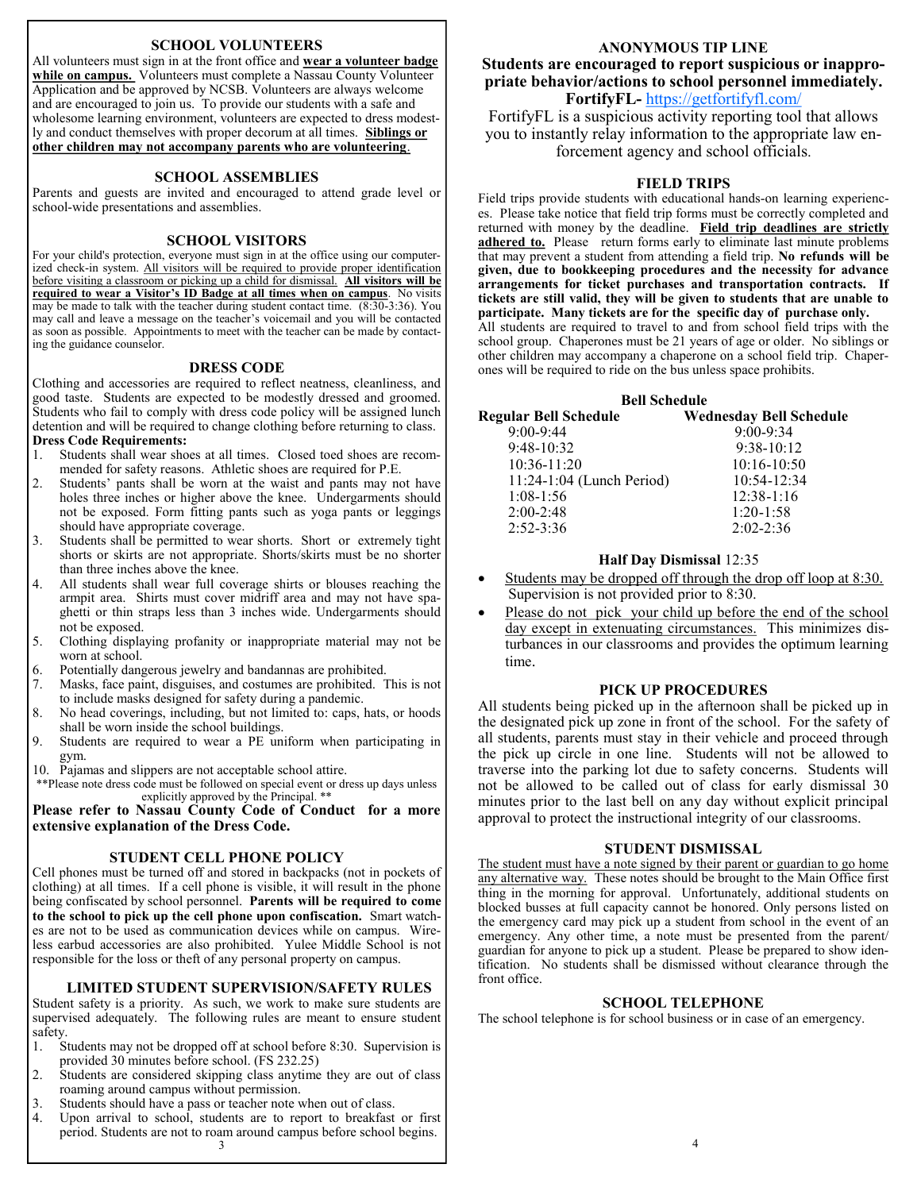## SCHOOL VOLUNTEERS

All volunteers must sign in at the front office and **wear a volunteer badge while on campus.** Volunteers must complete a Nassau County Volunteer Application and be approved by NCSB. Volunteers are always welcome and are encouraged to join us. To provide our students with a safe and wholesome learning environment, volunteers are expected to dress modestly and conduct themselves with proper decorum at all times. **Siblings or other children may not accompany parents who are volunteering**.

## SCHOOL ASSEMBLIES

Parents and guests are invited and encouraged to attend grade level or school-wide presentations and assemblies.

## SCHOOL VISITORS

For your child's protection, everyone must sign in at the office using our computerized check-in system. All visitors will be required to provide proper identification before visiting a classroom or picking up a child for dismissal. **All visitors will be required to wear a Visitor's ID Badge at all times when on campus**. No visits may be made to talk with the teacher during student contact time. (8:30-3:36). You may call and leave a message on the teacher's voicemail and you will be contacted as soon as possible. Appointments to meet with the teacher can be made by contacting the guidance counselor.

## DRESS CODE

Clothing and accessories are required to reflect neatness, cleanliness, and good taste. Students are expected to be modestly dressed and groomed. Students who fail to comply with dress code policy will be assigned lunch detention and will be required to change clothing before returning to class.

**Dress Code Requirements:**

1. Students shall wear shoes at all times. Closed toed shoes are recommended for safety reasons. Athletic shoes are required for P.E.
2. Students' pants shall be worn at the waist and pants may not have holes three inches or higher above the knee. Undergarments should not be exposed. Form fitting pants such as yoga pants or leggings should have appropriate coverage.
3. Students shall be permitted to wear shorts. Short or extremely tight shorts or skirts are not appropriate. Shorts/skirts must be no shorter than three inches above the knee.
4. All students shall wear full coverage shirts or blouses reaching the armpit area. Shirts must cover midriff area and may not have spaghetti or thin straps less than 3 inches wide. Undergarments should not be exposed.
5. Clothing displaying profanity or inappropriate material may not be worn at school.
6. Potentially dangerous jewelry and bandannas are prohibited.
7. Masks, face paint, disguises, and costumes are prohibited. This is not to include masks designed for safety during a pandemic.
8. No head coverings, including, but not limited to: caps, hats, or hoods shall be worn inside the school buildings.
9. Students are required to wear a PE uniform when participating in gym.
10. Pajamas and slippers are not acceptable school attire.

**Please note dress code must be followed on special event or dress up days unless explicitly approved by the Principal. **

**Please refer to Nassau County Code of Conduct for a more extensive explanation of the Dress Code.**

## STUDENT CELL PHONE POLICY

Cell phones must be turned off and stored in backpacks (not in pockets of clothing) at all times. If a cell phone is visible, it will result in the phone being confiscated by school personnel. **Parents will be required to come to the school to pick up the cell phone upon confiscation.** Smart watches are not to be used as communication devices while on campus. Wireless earbud accessories are also prohibited. Yulee Middle School is not responsible for the loss or theft of any personal property on campus.

## LIMITED STUDENT SUPERVISION/SAFETY RULES

Student safety is a priority. As such, we work to make sure students are supervised adequately. The following rules are meant to ensure student safety.

1. Students may not be dropped off at school before 8:30. Supervision is provided 30 minutes before school. (FS 232.25)
2. Students are considered skipping class anytime they are out of class roaming around campus without permission.
3. Students should have a pass or teacher note when out of class.
4. Upon arrival to school, students are to report to breakfast or first period. Students are not to roam around campus before school begins.

## ANONYMOUS TIP LINE

**Students are encouraged to report suspicious or inappropriate behavior/actions to school personnel immediately.**

**FortifyFL-** https://getfortifyfl.com/

FortifyFL is a suspicious activity reporting tool that allows you to instantly relay information to the appropriate law enforcement agency and school officials.

## FIELD TRIPS

Field trips provide students with educational hands-on learning experiences. Please take notice that field trip forms must be correctly completed and returned with money by the deadline. **Field trip deadlines are strictly adhered to.** Please return forms early to eliminate last minute problems that may prevent a student from attending a field trip. **No refunds will be given, due to bookkeeping procedures and the necessity for advance arrangements for ticket purchases and transportation contracts. If tickets are still valid, they will be given to students that are unable to participate. Many tickets are for the specific day of purchase only.**

All students are required to travel to and from school field trips with the school group. Chaperones must be 21 years of age or older. No siblings or other children may accompany a chaperone on a school field trip. Chaperones will be required to ride on the bus unless space prohibits.

## Bell Schedule

| Regular Bell Schedule | Wednesday Bell Schedule |
|---|---|
| 9:00-9:44 | 9:00-9:34 |
| 9:48-10:32 | 9:38-10:12 |
| 10:36-11:20 | 10:16-10:50 |
| 11:24-1:04 (Lunch Period) | 10:54-12:34 |
| 1:08-1:56 | 12:38-1:16 |
| 2:00-2:48 | 1:20-1:58 |
| 2:52-3:36 | 2:02-2:36 |

**Half Day Dismissal** 12:35

- Students may be dropped off through the drop off loop at 8:30. Supervision is not provided prior to 8:30.
- Please do not pick your child up before the end of the school day except in extenuating circumstances. This minimizes disturbances in our classrooms and provides the optimum learning time.

## PICK UP PROCEDURES

All students being picked up in the afternoon shall be picked up in the designated pick up zone in front of the school. For the safety of all students, parents must stay in their vehicle and proceed through the pick up circle in one line. Students will not be allowed to traverse into the parking lot due to safety concerns. Students will not be allowed to be called out of class for early dismissal 30 minutes prior to the last bell on any day without explicit principal approval to protect the instructional integrity of our classrooms.

## STUDENT DISMISSAL

The student must have a note signed by their parent or guardian to go home any alternative way. These notes should be brought to the Main Office first thing in the morning for approval. Unfortunately, additional students on blocked busses at full capacity cannot be honored. Only persons listed on the emergency card may pick up a student from school in the event of an emergency. Any other time, a note must be presented from the parent/guardian for anyone to pick up a student. Please be prepared to show identification. No students shall be dismissed without clearance through the front office.

## SCHOOL TELEPHONE

The school telephone is for school business or in case of an emergency.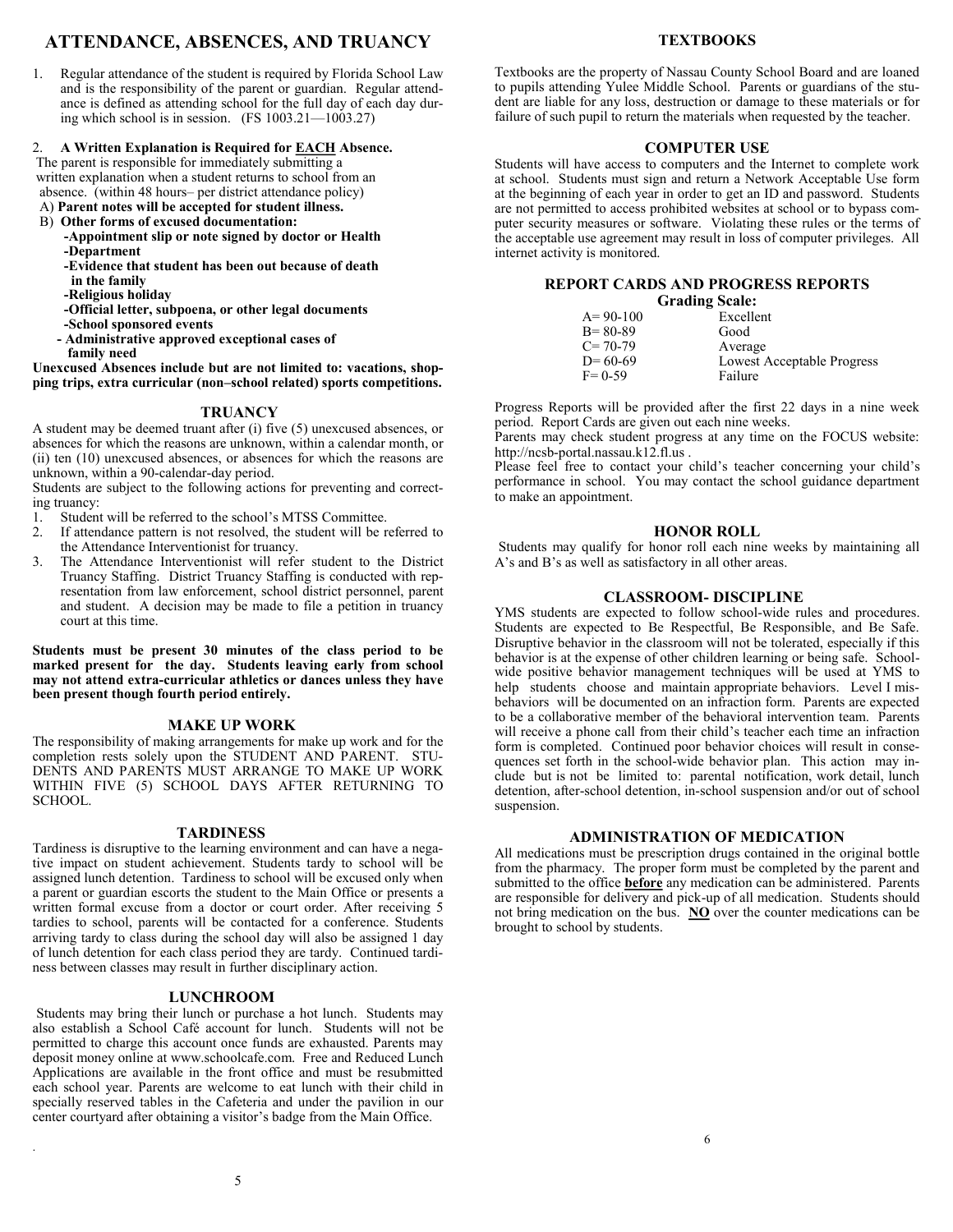## ATTENDANCE, ABSENCES, AND TRUANCY

1. Regular attendance of the student is required by Florida School Law and is the responsibility of the parent or guardian. Regular attendance is defined as attending school for the full day of each day during which school is in session. (FS 1003.21—1003.27)

2. **A Written Explanation is Required for EACH Absence.**
The parent is responsible for immediately submitting a written explanation when a student returns to school from an absence. (within 48 hours– per district attendance policy)
   A) **Parent notes will be accepted for student illness.**
   B) **Other forms of excused documentation:**
   - **Appointment slip or note signed by doctor or Health Department**
   - **Evidence that student has been out because of death in the family**
   - **Religious holiday**
   - **Official letter, subpoena, or other legal documents**
   - **School sponsored events**
   - **Administrative approved exceptional cases of family need**

**Unexcused Absences include but are not limited to: vacations, shopping trips, extra curricular (non–school related) sports competitions.**

### TRUANCY

A student may be deemed truant after (i) five (5) unexcused absences, or absences for which the reasons are unknown, within a calendar month, or (ii) ten (10) unexcused absences, or absences for which the reasons are unknown, within a 90-calendar-day period.

Students are subject to the following actions for preventing and correcting truancy:

1. Student will be referred to the school's MTSS Committee.
2. If attendance pattern is not resolved, the student will be referred to the Attendance Interventionist for truancy.
3. The Attendance Interventionist will refer student to the District Truancy Staffing. District Truancy Staffing is conducted with representation from law enforcement, school district personnel, parent and student. A decision may be made to file a petition in truancy court at this time.

**Students must be present 30 minutes of the class period to be marked present for the day. Students leaving early from school may not attend extra-curricular athletics or dances unless they have been present though fourth period entirely.**

### MAKE UP WORK

The responsibility of making arrangements for make up work and for the completion rests solely upon the STUDENT AND PARENT. STUDENTS AND PARENTS MUST ARRANGE TO MAKE UP WORK WITHIN FIVE (5) SCHOOL DAYS AFTER RETURNING TO SCHOOL.

### TARDINESS

Tardiness is disruptive to the learning environment and can have a negative impact on student achievement. Students tardy to school will be assigned lunch detention. Tardiness to school will be excused only when a parent or guardian escorts the student to the Main Office or presents a written formal excuse from a doctor or court order. After receiving 5 tardies to school, parents will be contacted for a conference. Students arriving tardy to class during the school day will also be assigned 1 day of lunch detention for each class period they are tardy. Continued tardiness between classes may result in further disciplinary action.

### LUNCHROOM

Students may bring their lunch or purchase a hot lunch. Students may also establish a School Café account for lunch. Students will not be permitted to charge this account once funds are exhausted. Parents may deposit money online at www.schoolcafe.com. Free and Reduced Lunch Applications are available in the front office and must be resubmitted each school year. Parents are welcome to eat lunch with their child in specially reserved tables in the Cafeteria and under the pavilion in our center courtyard after obtaining a visitor's badge from the Main Office.

### TEXTBOOKS

Textbooks are the property of Nassau County School Board and are loaned to pupils attending Yulee Middle School. Parents or guardians of the student are liable for any loss, destruction or damage to these materials or for failure of such pupil to return the materials when requested by the teacher.

### COMPUTER USE

Students will have access to computers and the Internet to complete work at school. Students must sign and return a Network Acceptable Use form at the beginning of each year in order to get an ID and password. Students are not permitted to access prohibited websites at school or to bypass computer security measures or software. Violating these rules or the terms of the acceptable use agreement may result in loss of computer privileges. All internet activity is monitored.

### REPORT CARDS AND PROGRESS REPORTS

**Grading Scale:**

| Grade | Description |
|---|---|
| A= 90-100 | Excellent |
| B= 80-89 | Good |
| C= 70-79 | Average |
| D= 60-69 | Lowest Acceptable Progress |
| F= 0-59 | Failure |

Progress Reports will be provided after the first 22 days in a nine week period. Report Cards are given out each nine weeks.

Parents may check student progress at any time on the FOCUS website: http://ncsb-portal.nassau.k12.fl.us .

Please feel free to contact your child's teacher concerning your child's performance in school. You may contact the school guidance department to make an appointment.

### HONOR ROLL

Students may qualify for honor roll each nine weeks by maintaining all A's and B's as well as satisfactory in all other areas.

### CLASSROOM- DISCIPLINE

YMS students are expected to follow school-wide rules and procedures. Students are expected to Be Respectful, Be Responsible, and Be Safe. Disruptive behavior in the classroom will not be tolerated, especially if this behavior is at the expense of other children learning or being safe. School-wide positive behavior management techniques will be used at YMS to help students choose and maintain appropriate behaviors. Level I misbehaviors will be documented on an infraction form. Parents are expected to be a collaborative member of the behavioral intervention team. Parents will receive a phone call from their child's teacher each time an infraction form is completed. Continued poor behavior choices will result in consequences set forth in the school-wide behavior plan. This action may include but is not be limited to: parental notification, work detail, lunch detention, after-school detention, in-school suspension and/or out of school suspension.

### ADMINISTRATION OF MEDICATION

All medications must be prescription drugs contained in the original bottle from the pharmacy. The proper form must be completed by the parent and submitted to the office **before** any medication can be administered. Parents are responsible for delivery and pick-up of all medication. Students should not bring medication on the bus. **NO** over the counter medications can be brought to school by students.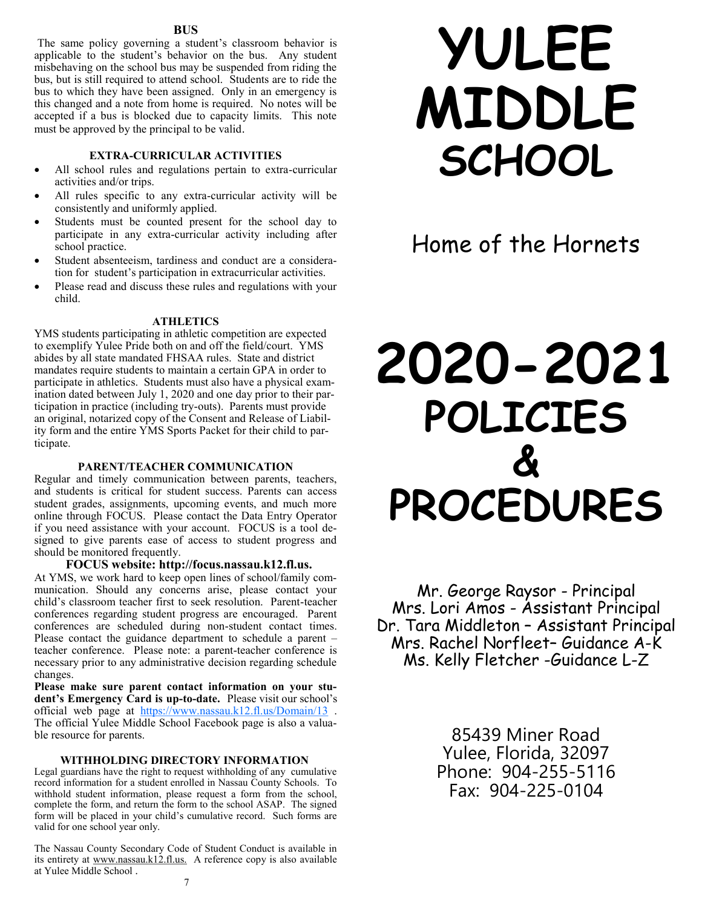## BUS

The same policy governing a student's classroom behavior is applicable to the student's behavior on the bus. Any student misbehaving on the school bus may be suspended from riding the bus, but is still required to attend school. Students are to ride the bus to which they have been assigned. Only in an emergency is this changed and a note from home is required. No notes will be accepted if a bus is blocked due to capacity limits. This note must be approved by the principal to be valid.

## EXTRA-CURRICULAR ACTIVITIES

- All school rules and regulations pertain to extra-curricular activities and/or trips.
- All rules specific to any extra-curricular activity will be consistently and uniformly applied.
- Students must be counted present for the school day to participate in any extra-curricular activity including after school practice.
- Student absenteeism, tardiness and conduct are a consideration for student's participation in extracurricular activities.
- Please read and discuss these rules and regulations with your child.

## ATHLETICS

YMS students participating in athletic competition are expected to exemplify Yulee Pride both on and off the field/court. YMS abides by all state mandated FHSAA rules. State and district mandates require students to maintain a certain GPA in order to participate in athletics. Students must also have a physical examination dated between July 1, 2020 and one day prior to their participation in practice (including try-outs). Parents must provide an original, notarized copy of the Consent and Release of Liability form and the entire YMS Sports Packet for their child to participate.

## PARENT/TEACHER COMMUNICATION

Regular and timely communication between parents, teachers, and students is critical for student success. Parents can access student grades, assignments, upcoming events, and much more online through FOCUS. Please contact the Data Entry Operator if you need assistance with your account. FOCUS is a tool designed to give parents ease of access to student progress and should be monitored frequently.

**FOCUS website: http://focus.nassau.k12.fl.us.**

At YMS, we work hard to keep open lines of school/family communication. Should any concerns arise, please contact your child's classroom teacher first to seek resolution. Parent-teacher conferences regarding student progress are encouraged. Parent conferences are scheduled during non-student contact times. Please contact the guidance department to schedule a parent – teacher conference. Please note: a parent-teacher conference is necessary prior to any administrative decision regarding schedule changes.

**Please make sure parent contact information on your student's Emergency Card is up-to-date.** Please visit our school's official web page at https://www.nassau.k12.fl.us/Domain/13 . The official Yulee Middle School Facebook page is also a valuable resource for parents.

## WITHHOLDING DIRECTORY INFORMATION

Legal guardians have the right to request withholding of any cumulative record information for a student enrolled in Nassau County Schools. To withhold student information, please request a form from the school, complete the form, and return the form to the school ASAP. The signed form will be placed in your child's cumulative record. Such forms are valid for one school year only.

The Nassau County Secondary Code of Student Conduct is available in its entirety at www.nassau.k12.fl.us. A reference copy is also available at Yulee Middle School .

# YULEE MIDDLE SCHOOL

Home of the Hornets

# 2020-2021 POLICIES & PROCEDURES

Mr. George Raysor - Principal
Mrs. Lori Amos - Assistant Principal
Dr. Tara Middleton – Assistant Principal
Mrs. Rachel Norfleet– Guidance A-K
Ms. Kelly Fletcher -Guidance L-Z

85439 Miner Road
Yulee, Florida, 32097
Phone: 904-255-5116
Fax: 904-225-0104